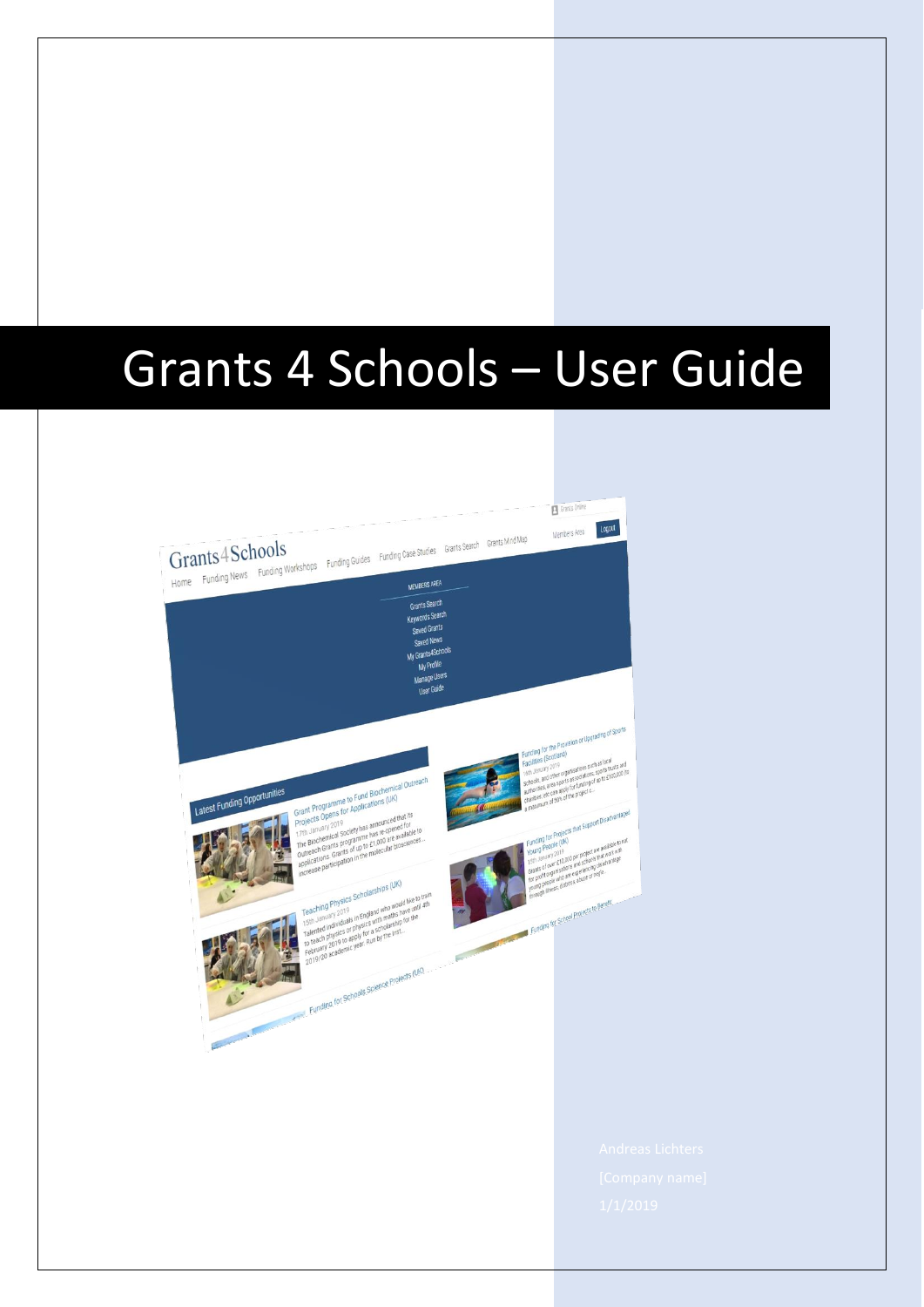# Grants 4 Schools – User Guide

Andreas Lichters

[Company name]

1/1/2019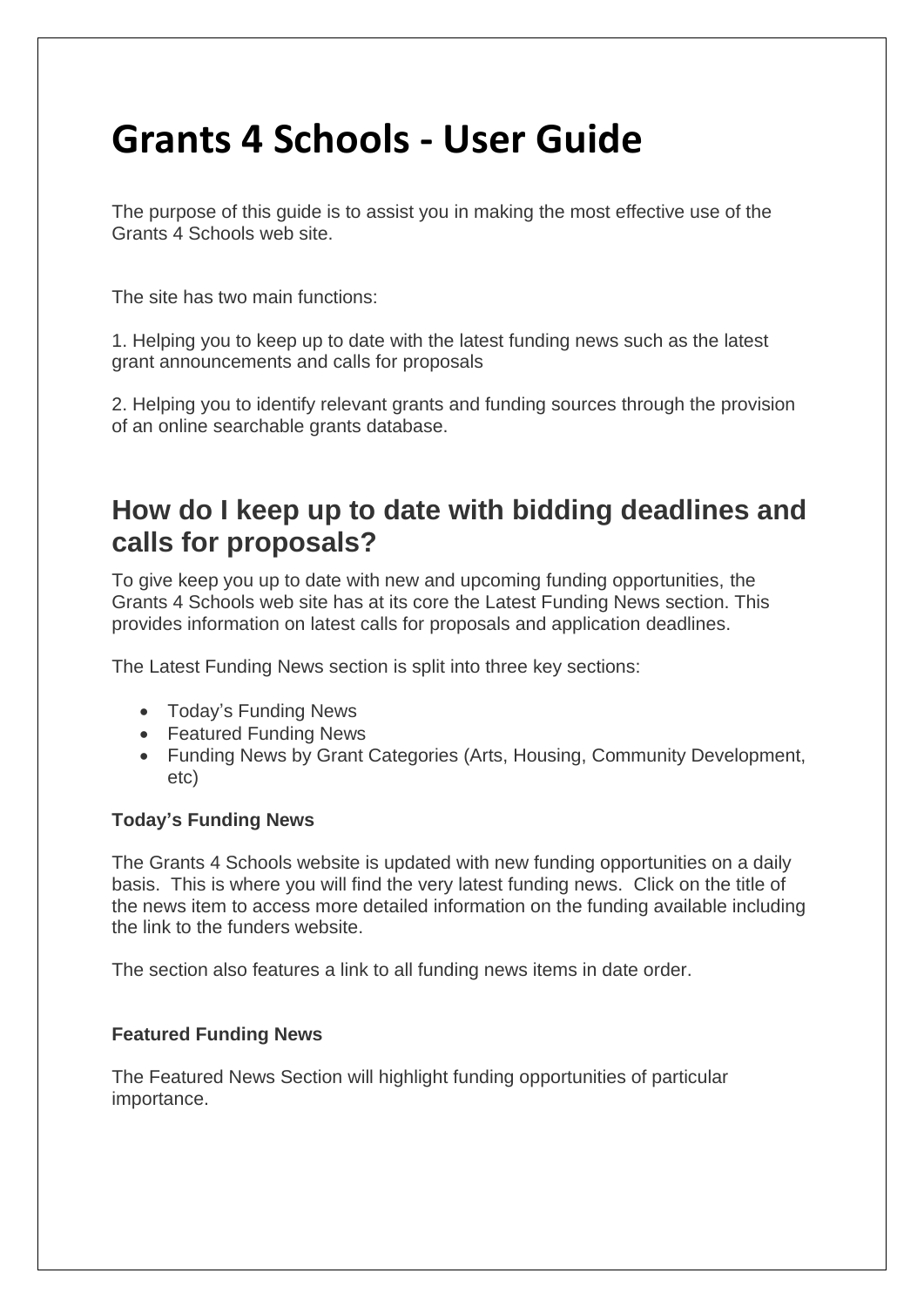# Grants 4 Schools - User Guide

The purpose of this guide is to assist you in making the most effective use of the Grants 4 Schools web site.

The site has two main functions:

1. Helping you to keep up to date with the latest funding news such as the latest grant announcements and calls for proposals

2. Helping you to identify relevant grants and funding sources through the provision of an online searchable grants database.

## How do I keep up to date with bidding deadlines and calls for proposals?

To give keep you up to date with new and upcoming funding opportunities, the Grants 4 Schools web site has at its core the Latest Funding News section. This provides information on latest calls for proposals and application deadlines.

The Latest Funding News section is split into three key sections:

- Today's Funding News
- Featured Funding News
- Funding News by Grant Categories (Arts, Housing, Community Development, etc)

**Today's Funding News**

The Grants 4 Schools website is updated with new funding opportunities on a daily basis. This is where you will find the very latest funding news. Click on the title of the news item to access more detailed information on the funding available including the link to the funders website.

The section also features a link to all funding news items in date order.

**Featured Funding News**

The Featured News Section will highlight funding opportunities of particular importance.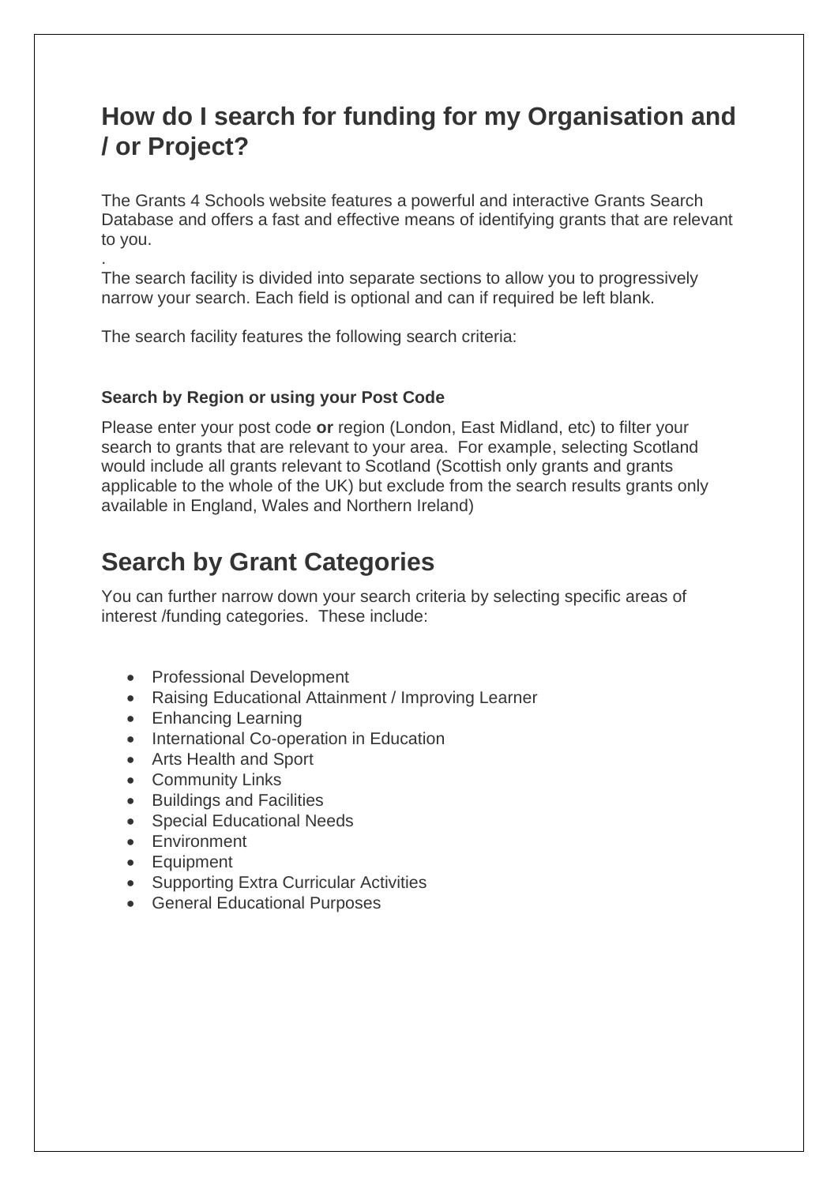## How do I search for funding for my Organisation and / or Project?

The Grants 4 Schools website features a powerful and interactive Grants Search Database and offers a fast and effective means of identifying grants that are relevant to you.

.

The search facility is divided into separate sections to allow you to progressively narrow your search. Each field is optional and can if required be left blank.

The search facility features the following search criteria:

#### Search by Region or using your Post Code

Please enter your post code **or** region (London, East Midland, etc) to filter your search to grants that are relevant to your area. For example, selecting Scotland would include all grants relevant to Scotland (Scottish only grants and grants applicable to the whole of the UK) but exclude from the search results grants only available in England, Wales and Northern Ireland)

## Search by Grant Categories

You can further narrow down your search criteria by selecting specific areas of interest /funding categories. These include:

- Professional Development
- Raising Educational Attainment / Improving Learner
- Enhancing Learning
- International Co-operation in Education
- Arts Health and Sport
- Community Links
- Buildings and Facilities
- Special Educational Needs
- Environment
- Equipment
- Supporting Extra Curricular Activities
- General Educational Purposes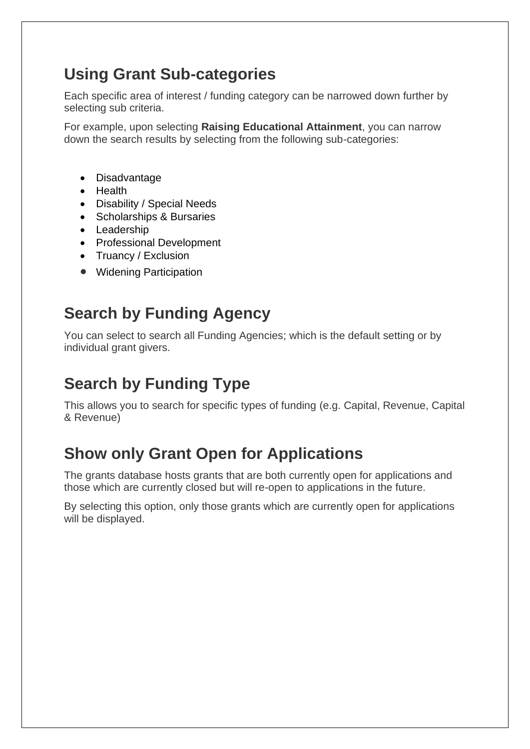## Using Grant Sub-categories

Each specific area of interest / funding category can be narrowed down further by selecting sub criteria.

For example, upon selecting **Raising Educational Attainment**, you can narrow down the search results by selecting from the following sub-categories:

- Disadvantage
- Health
- Disability / Special Needs
- Scholarships & Bursaries
- Leadership
- Professional Development
- Truancy / Exclusion
- Widening Participation

## Search by Funding Agency

You can select to search all Funding Agencies; which is the default setting or by individual grant givers.

## Search by Funding Type

This allows you to search for specific types of funding (e.g. Capital, Revenue, Capital & Revenue)

## Show only Grant Open for Applications

The grants database hosts grants that are both currently open for applications and those which are currently closed but will re-open to applications in the future.

By selecting this option, only those grants which are currently open for applications will be displayed.